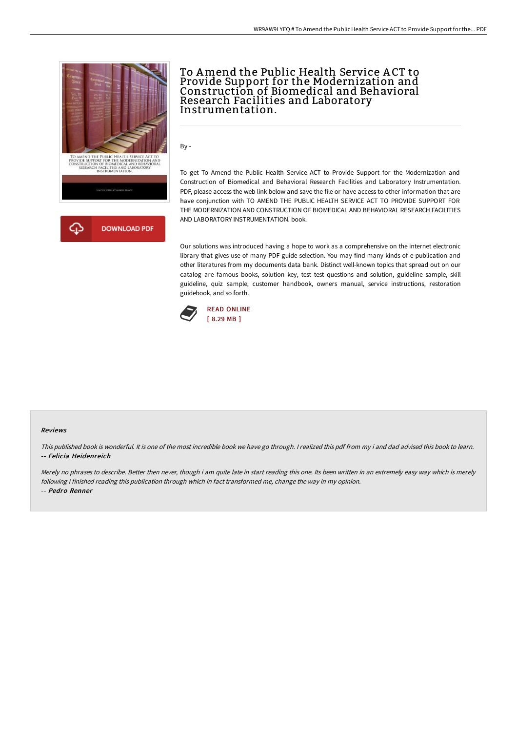# To Amend the Public Health Service ACT to Provide Support for the Modernization and Construction of Biomedical and Behavioral Research Facilities and Laboratory Instrumentation.

By -

To get To Amend the Public Health Service ACT to Provide Support for the Modernization and Construction of Biomedical and Behavioral Research Facilities and Laboratory Instrumentation. PDF, please access the web link below and save the file or have access to other information that are have conjunction with TO AMEND THE PUBLIC HEALTH SERVICE ACT TO PROVIDE SUPPORT FOR THE MODERNIZATION AND CONSTRUCTION OF BIOMEDICAL AND BEHAVIORAL RESEARCH FACILITIES AND LABORATORY INSTRUMENTATION. book.

Our solutions was introduced having a hope to work as a comprehensive on the internet electronic library that gives use of many PDF guide selection. You may find many kinds of e-publication and other literatures from my documents data bank. Distinct well-known topics that spread out on our catalog are famous books, solution key, test test questions and solution, guideline sample, skill guideline, quiz sample, customer handbook, owners manual, service instructions, restoration guidebook, and so forth.

READ ONLINE
[ 8.29 MB ]

### Reviews

*This published book is wonderful. It is one of the most incredible book we have go through. I realized this pdf from my i and dad advised this book to learn.*
-- ***Felicia Heidenreich***

*Merely no phrases to describe. Better then never, though i am quite late in start reading this one. Its been written in an extremely easy way which is merely following i finished reading this publication through which in fact transformed me, change the way in my opinion.*
-- ***Pedro Renner***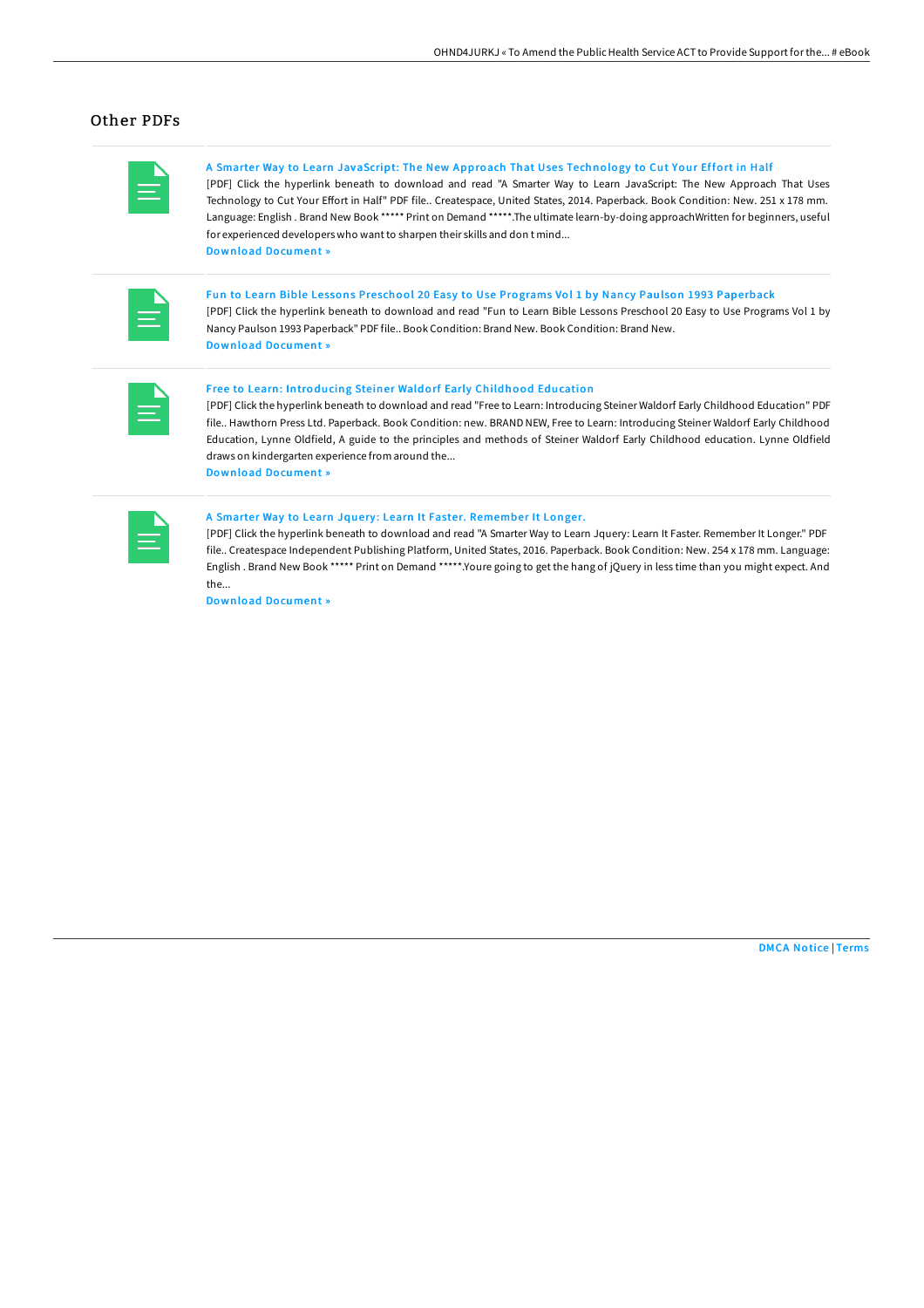## Other PDFs

**A Smarter Way to Learn JavaScript: The New Approach That Uses Technology to Cut Your Effort in Half**

[PDF] Click the hyperlink beneath to download and read "A Smarter Way to Learn JavaScript: The New Approach That Uses Technology to Cut Your Effort in Half" PDF file.. Createspace, United States, 2014. Paperback. Book Condition: New. 251 x 178 mm. Language: English . Brand New Book ***** Print on Demand *****.The ultimate learn-by-doing approachWritten for beginners, useful for experienced developers who want to sharpen their skills and don t mind...

Download Document »

**Fun to Learn Bible Lessons Preschool 20 Easy to Use Programs Vol 1 by Nancy Paulson 1993 Paperback**

[PDF] Click the hyperlink beneath to download and read "Fun to Learn Bible Lessons Preschool 20 Easy to Use Programs Vol 1 by Nancy Paulson 1993 Paperback" PDF file.. Book Condition: Brand New. Book Condition: Brand New.

Download Document »

**Free to Learn: Introducing Steiner Waldorf Early Childhood Education**

[PDF] Click the hyperlink beneath to download and read "Free to Learn: Introducing Steiner Waldorf Early Childhood Education" PDF file.. Hawthorn Press Ltd. Paperback. Book Condition: new. BRAND NEW, Free to Learn: Introducing Steiner Waldorf Early Childhood Education, Lynne Oldfield, A guide to the principles and methods of Steiner Waldorf Early Childhood education. Lynne Oldfield draws on kindergarten experience from around the...

Download Document »

**A Smarter Way to Learn Jquery: Learn It Faster. Remember It Longer.**

[PDF] Click the hyperlink beneath to download and read "A Smarter Way to Learn Jquery: Learn It Faster. Remember It Longer." PDF file.. Createspace Independent Publishing Platform, United States, 2016. Paperback. Book Condition: New. 254 x 178 mm. Language: English . Brand New Book ***** Print on Demand *****.Youre going to get the hang of jQuery in less time than you might expect. And the...

Download Document »

DMCA Notice | Terms